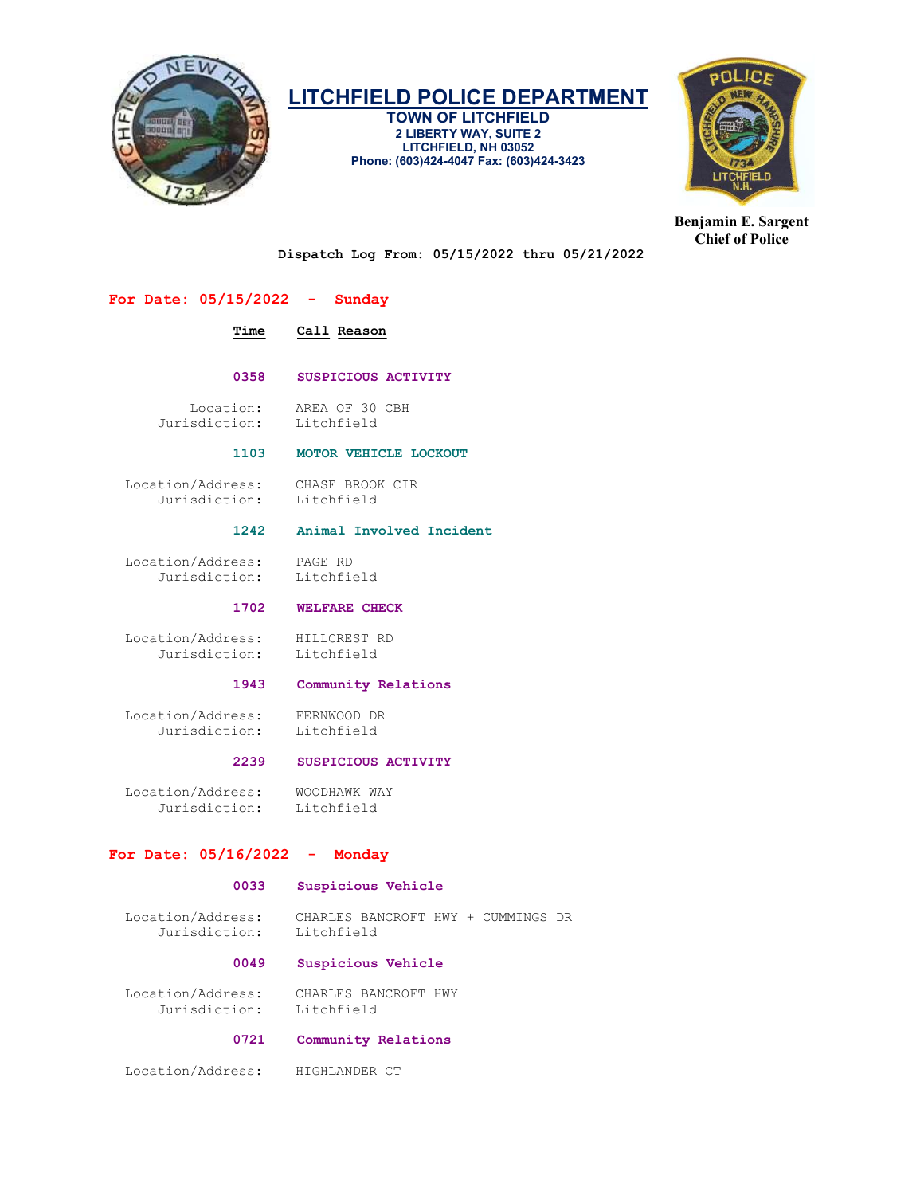# LITCHFIELD POLICE DEPARTMENT

**TOWN OF LITCHFIELD**
**2 LIBERTY WAY, SUITE 2**
**LITCHFIELD, NH 03052**
**Phone: (603)424-4047 Fax: (603)424-3423**

**Benjamin E. Sargent**
**Chief of Police**

**Dispatch Log From: 05/15/2022 thru 05/21/2022**

## For Date: 05/15/2022 - Sunday

**Time** **Call Reason**

**0358** **SUSPICIOUS ACTIVITY**

Location: AREA OF 30 CBH
Jurisdiction: Litchfield

**1103** **MOTOR VEHICLE LOCKOUT**

Location/Address: CHASE BROOK CIR
Jurisdiction: Litchfield

**1242** **Animal Involved Incident**

Location/Address: PAGE RD
Jurisdiction: Litchfield

**1702** **WELFARE CHECK**

Location/Address: HILLCREST RD
Jurisdiction: Litchfield

**1943** **Community Relations**

Location/Address: FERNWOOD DR
Jurisdiction: Litchfield

**2239** **SUSPICIOUS ACTIVITY**

Location/Address: WOODHAWK WAY
Jurisdiction: Litchfield

## For Date: 05/16/2022 - Monday

**0033** **Suspicious Vehicle**

Location/Address: CHARLES BANCROFT HWY + CUMMINGS DR
Jurisdiction: Litchfield

**0049** **Suspicious Vehicle**

Location/Address: CHARLES BANCROFT HWY
Jurisdiction: Litchfield

**0721** **Community Relations**

Location/Address: HIGHLANDER CT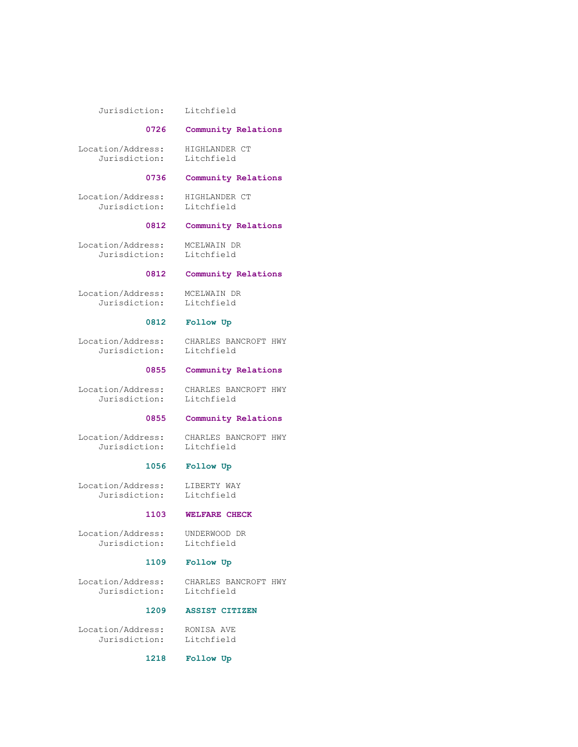Jurisdiction: Litchfield

**0726 Community Relations**

Location/Address: HIGHLANDER CT
Jurisdiction: Litchfield

**0736 Community Relations**

Location/Address: HIGHLANDER CT
Jurisdiction: Litchfield

**0812 Community Relations**

Location/Address: MCELWAIN DR
Jurisdiction: Litchfield

**0812 Community Relations**

Location/Address: MCELWAIN DR
Jurisdiction: Litchfield

**0812 Follow Up**

Location/Address: CHARLES BANCROFT HWY
Jurisdiction: Litchfield

**0855 Community Relations**

Location/Address: CHARLES BANCROFT HWY
Jurisdiction: Litchfield

**0855 Community Relations**

Location/Address: CHARLES BANCROFT HWY
Jurisdiction: Litchfield

**1056 Follow Up**

Location/Address: LIBERTY WAY
Jurisdiction: Litchfield

**1103 WELFARE CHECK**

Location/Address: UNDERWOOD DR
Jurisdiction: Litchfield

**1109 Follow Up**

Location/Address: CHARLES BANCROFT HWY
Jurisdiction: Litchfield

**1209 ASSIST CITIZEN**

Location/Address: RONISA AVE
Jurisdiction: Litchfield

**1218 Follow Up**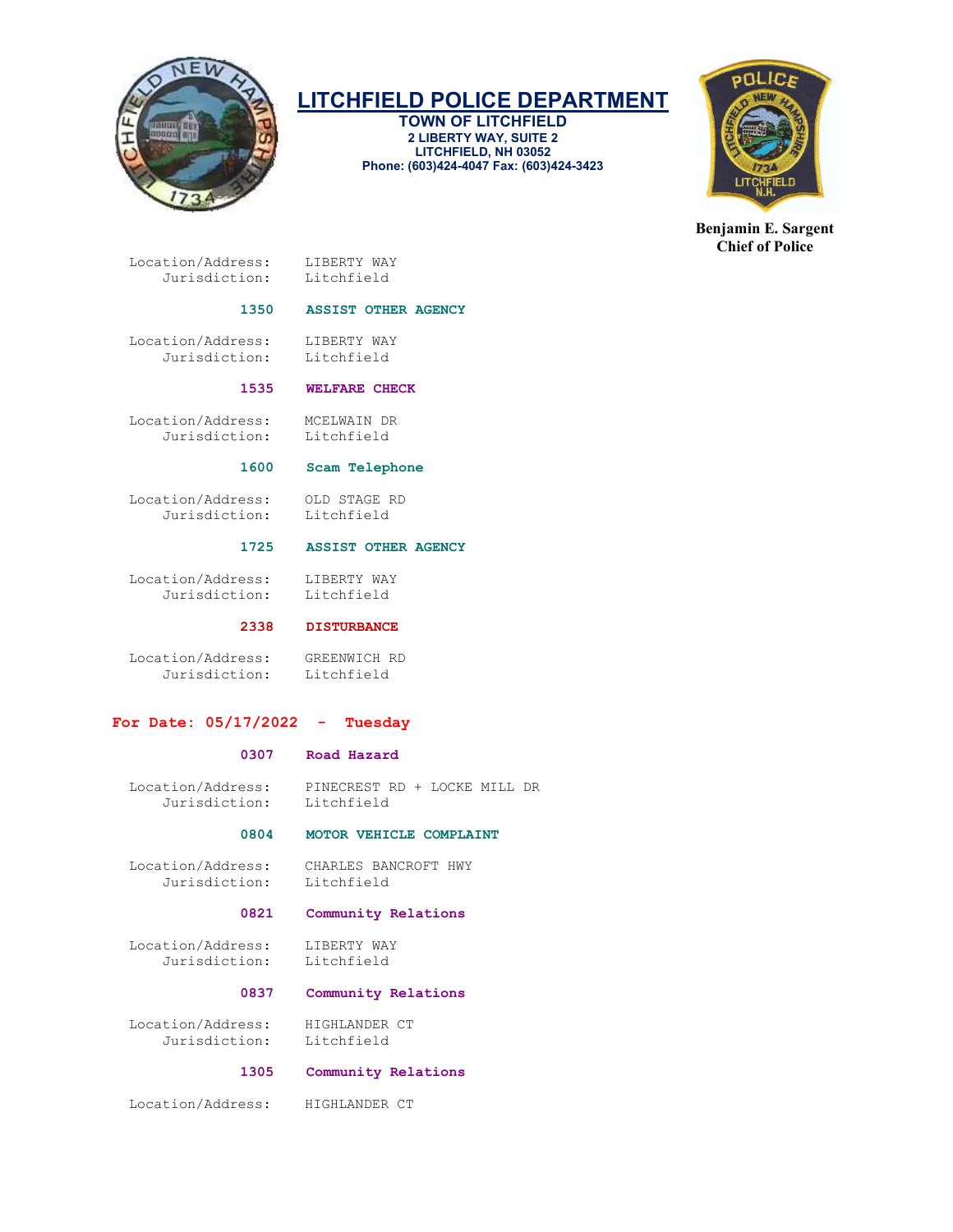Location/Address: LIBERTY WAY
Jurisdiction: Litchfield

**1350 ASSIST OTHER AGENCY**

Location/Address: LIBERTY WAY
Jurisdiction: Litchfield

**1535 WELFARE CHECK**

Location/Address: MCELWAIN DR
Jurisdiction: Litchfield

**1600 Scam Telephone**

Location/Address: OLD STAGE RD
Jurisdiction: Litchfield

**1725 ASSIST OTHER AGENCY**

Location/Address: LIBERTY WAY
Jurisdiction: Litchfield

**2338 DISTURBANCE**

Location/Address: GREENWICH RD
Jurisdiction: Litchfield

## For Date: 05/17/2022 - Tuesday

**0307 Road Hazard**

Location/Address: PINECREST RD + LOCKE MILL DR
Jurisdiction: Litchfield

**0804 MOTOR VEHICLE COMPLAINT**

Location/Address: CHARLES BANCROFT HWY
Jurisdiction: Litchfield

**0821 Community Relations**

Location/Address: LIBERTY WAY
Jurisdiction: Litchfield

**0837 Community Relations**

Location/Address: HIGHLANDER CT
Jurisdiction: Litchfield

**1305 Community Relations**

Location/Address: HIGHLANDER CT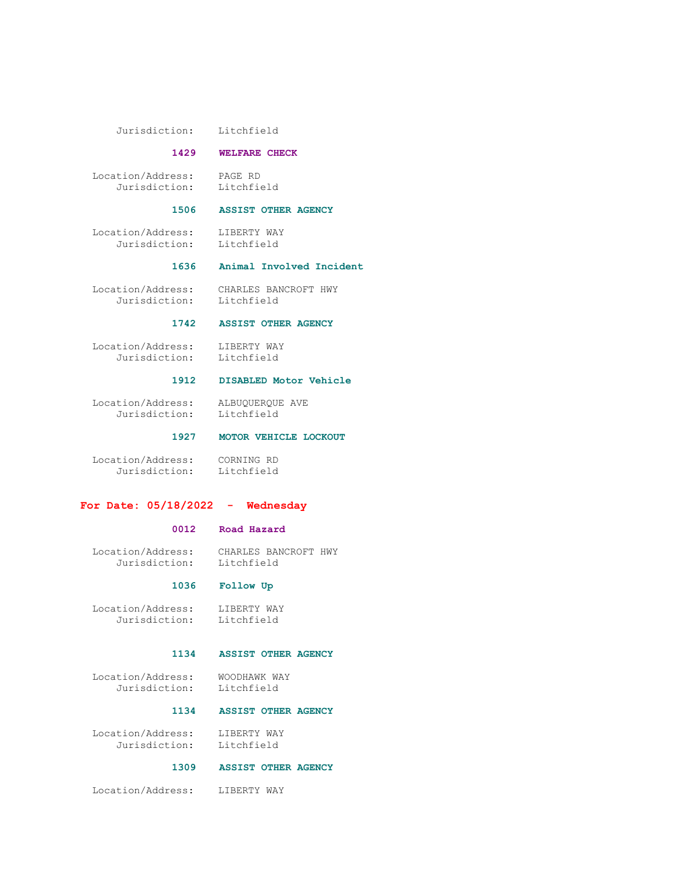Jurisdiction: Litchfield

**1429 WELFARE CHECK**

Location/Address: PAGE RD
Jurisdiction: Litchfield

**1506 ASSIST OTHER AGENCY**

Location/Address: LIBERTY WAY
Jurisdiction: Litchfield

**1636 Animal Involved Incident**

Location/Address: CHARLES BANCROFT HWY
Jurisdiction: Litchfield

**1742 ASSIST OTHER AGENCY**

Location/Address: LIBERTY WAY
Jurisdiction: Litchfield

**1912 DISABLED Motor Vehicle**

Location/Address: ALBUQUERQUE AVE
Jurisdiction: Litchfield

**1927 MOTOR VEHICLE LOCKOUT**

Location/Address: CORNING RD
Jurisdiction: Litchfield

## For Date: 05/18/2022 - Wednesday

**0012 Road Hazard**

Location/Address: CHARLES BANCROFT HWY
Jurisdiction: Litchfield

**1036 Follow Up**

Location/Address: LIBERTY WAY
Jurisdiction: Litchfield

**1134 ASSIST OTHER AGENCY**

Location/Address: WOODHAWK WAY
Jurisdiction: Litchfield

**1134 ASSIST OTHER AGENCY**

Location/Address: LIBERTY WAY
Jurisdiction: Litchfield

**1309 ASSIST OTHER AGENCY**

Location/Address: LIBERTY WAY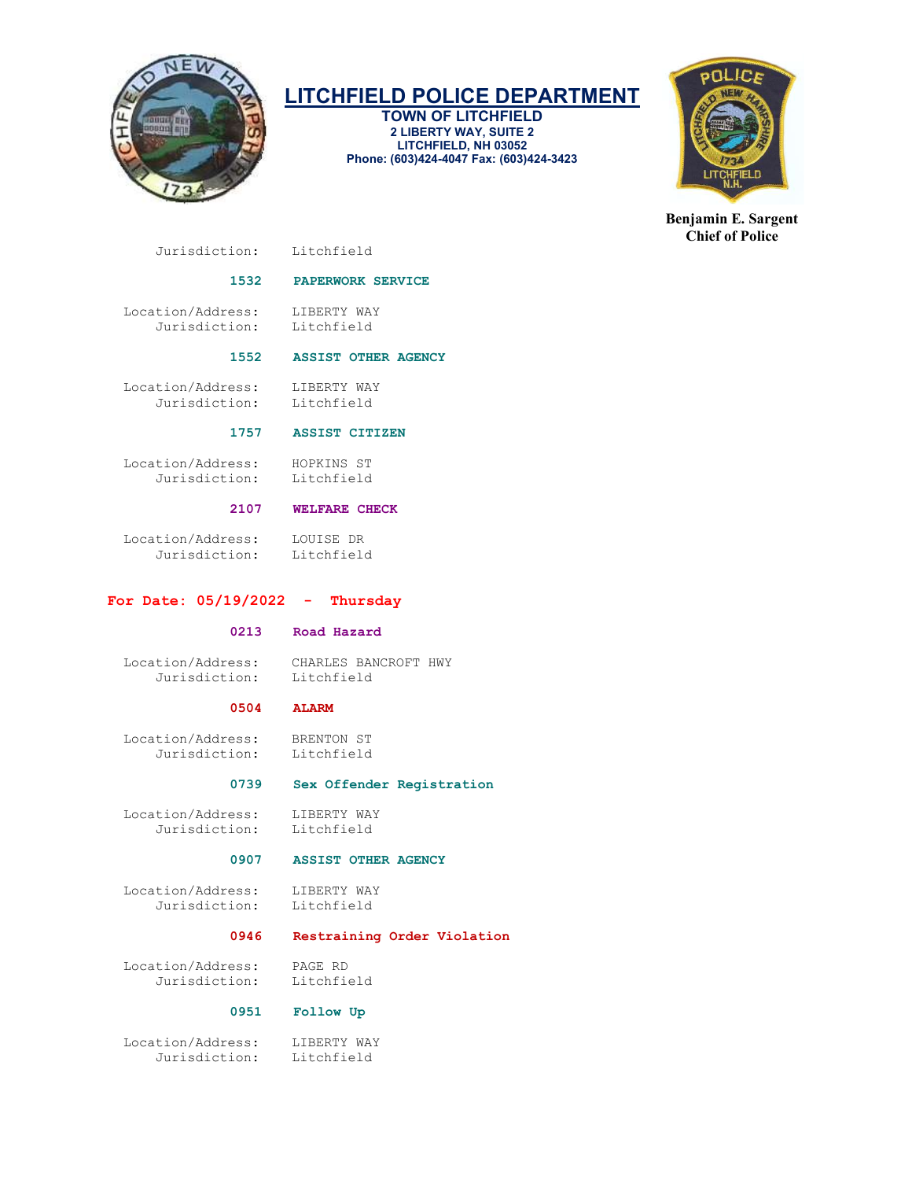# LITCHFIELD POLICE DEPARTMENT

**TOWN OF LITCHFIELD**
**2 LIBERTY WAY, SUITE 2**
**LITCHFIELD, NH 03052**
**Phone: (603)424-4047 Fax: (603)424-3423**

**Benjamin E. Sargent**
**Chief of Police**

Jurisdiction: Litchfield

**1532 PAPERWORK SERVICE**

Location/Address: LIBERTY WAY
Jurisdiction: Litchfield

**1552 ASSIST OTHER AGENCY**

Location/Address: LIBERTY WAY
Jurisdiction: Litchfield

**1757 ASSIST CITIZEN**

Location/Address: HOPKINS ST
Jurisdiction: Litchfield

**2107 WELFARE CHECK**

Location/Address: LOUISE DR
Jurisdiction: Litchfield

## For Date: 05/19/2022 - Thursday

**0213 Road Hazard**

Location/Address: CHARLES BANCROFT HWY
Jurisdiction: Litchfield

**0504 ALARM**

Location/Address: BRENTON ST
Jurisdiction: Litchfield

**0739 Sex Offender Registration**

Location/Address: LIBERTY WAY
Jurisdiction: Litchfield

**0907 ASSIST OTHER AGENCY**

Location/Address: LIBERTY WAY
Jurisdiction: Litchfield

**0946 Restraining Order Violation**

Location/Address: PAGE RD
Jurisdiction: Litchfield

**0951 Follow Up**

Location/Address: LIBERTY WAY
Jurisdiction: Litchfield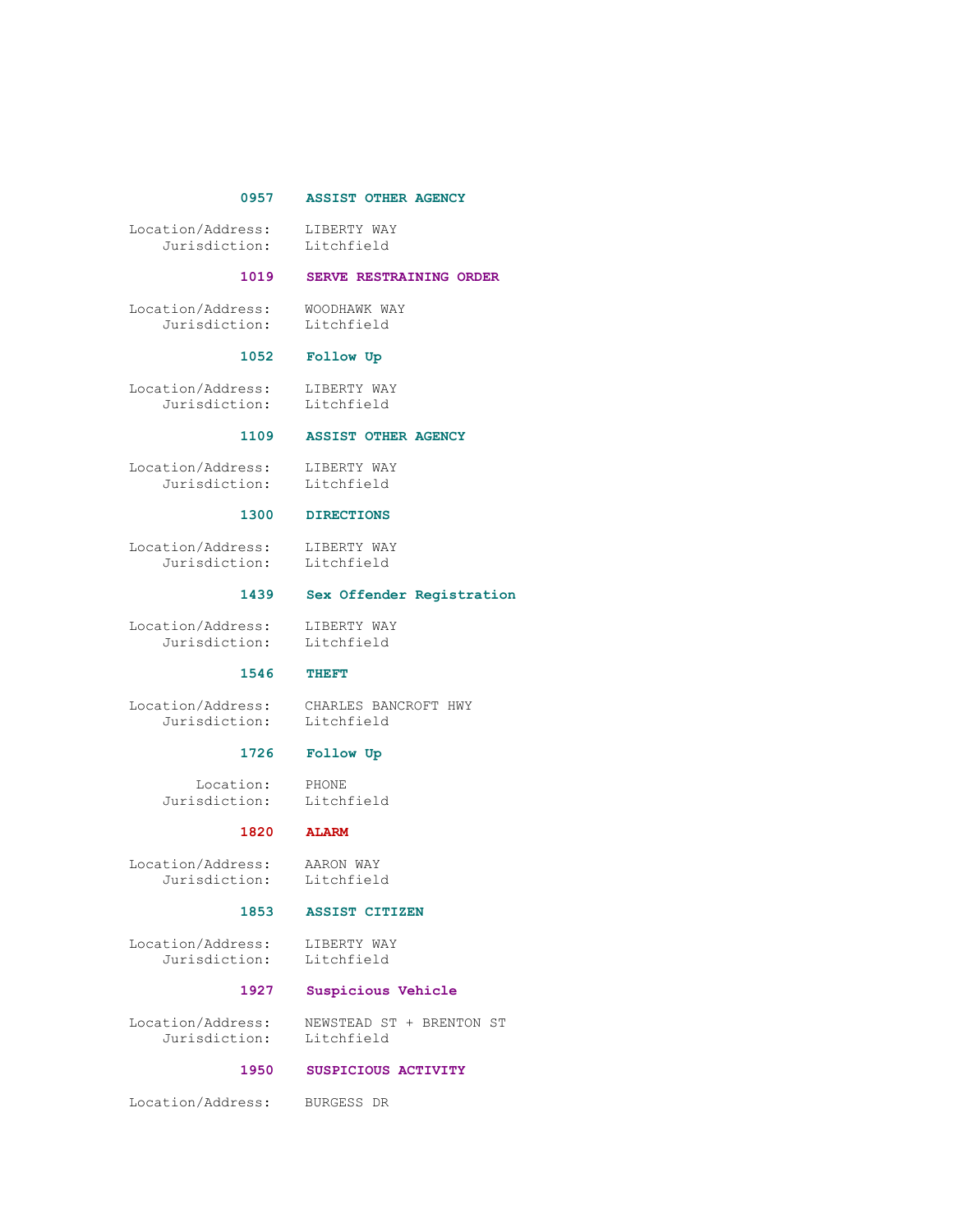**0957 ASSIST OTHER AGENCY**

Location/Address: LIBERTY WAY
Jurisdiction: Litchfield

**1019 SERVE RESTRAINING ORDER**

Location/Address: WOODHAWK WAY
Jurisdiction: Litchfield

**1052 Follow Up**

Location/Address: LIBERTY WAY
Jurisdiction: Litchfield

**1109 ASSIST OTHER AGENCY**

Location/Address: LIBERTY WAY
Jurisdiction: Litchfield

**1300 DIRECTIONS**

Location/Address: LIBERTY WAY
Jurisdiction: Litchfield

**1439 Sex Offender Registration**

Location/Address: LIBERTY WAY
Jurisdiction: Litchfield

**1546 THEFT**

Location/Address: CHARLES BANCROFT HWY
Jurisdiction: Litchfield

**1726 Follow Up**

Location: PHONE
Jurisdiction: Litchfield

**1820 ALARM**

Location/Address: AARON WAY
Jurisdiction: Litchfield

**1853 ASSIST CITIZEN**

Location/Address: LIBERTY WAY
Jurisdiction: Litchfield

**1927 Suspicious Vehicle**

Location/Address: NEWSTEAD ST + BRENTON ST
Jurisdiction: Litchfield

**1950 SUSPICIOUS ACTIVITY**

Location/Address: BURGESS DR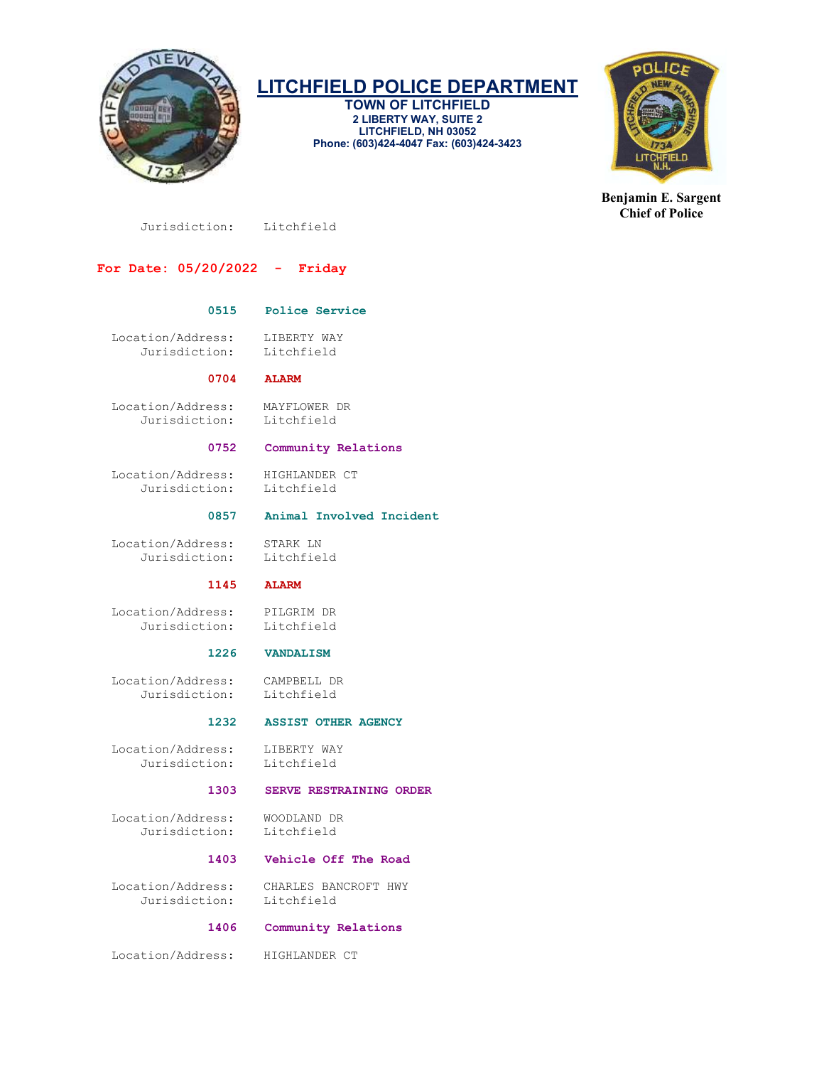# LITCHFIELD POLICE DEPARTMENT

**TOWN OF LITCHFIELD**
**2 LIBERTY WAY, SUITE 2**
**LITCHFIELD, NH 03052**
**Phone: (603)424-4047 Fax: (603)424-3423**

**Benjamin E. Sargent**
**Chief of Police**

Jurisdiction: Litchfield

## For Date: 05/20/2022 - Friday

**0515 Police Service**

Location/Address: LIBERTY WAY
Jurisdiction: Litchfield

**0704 ALARM**

Location/Address: MAYFLOWER DR
Jurisdiction: Litchfield

**0752 Community Relations**

Location/Address: HIGHLANDER CT
Jurisdiction: Litchfield

**0857 Animal Involved Incident**

Location/Address: STARK LN
Jurisdiction: Litchfield

**1145 ALARM**

Location/Address: PILGRIM DR
Jurisdiction: Litchfield

**1226 VANDALISM**

Location/Address: CAMPBELL DR
Jurisdiction: Litchfield

**1232 ASSIST OTHER AGENCY**

Location/Address: LIBERTY WAY
Jurisdiction: Litchfield

**1303 SERVE RESTRAINING ORDER**

Location/Address: WOODLAND DR
Jurisdiction: Litchfield

**1403 Vehicle Off The Road**

Location/Address: CHARLES BANCROFT HWY
Jurisdiction: Litchfield

**1406 Community Relations**

Location/Address: HIGHLANDER CT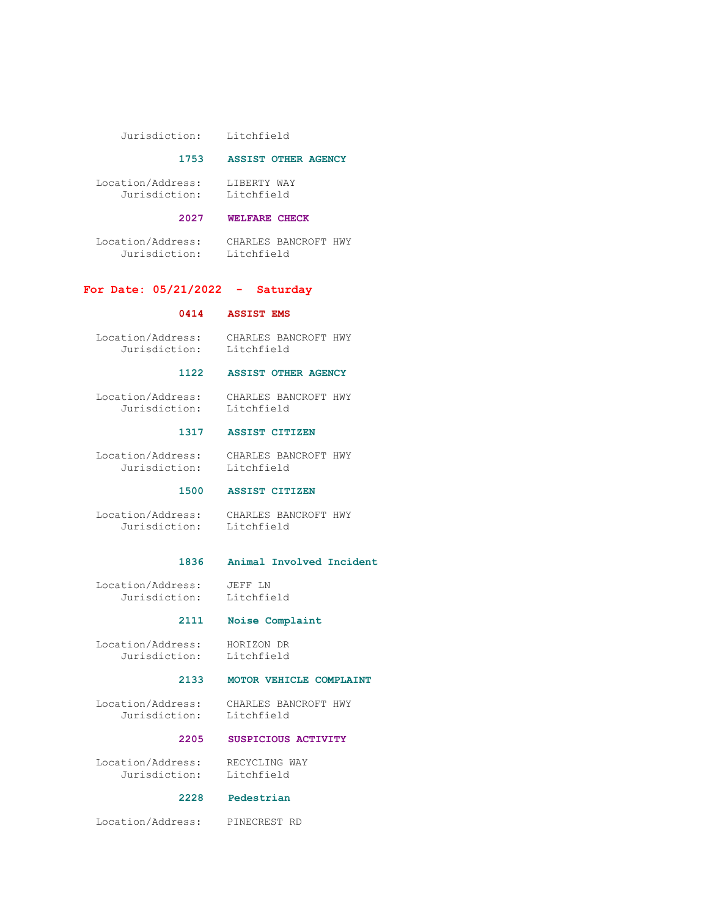Jurisdiction: Litchfield

**1753 ASSIST OTHER AGENCY**

Location/Address: LIBERTY WAY
Jurisdiction: Litchfield

**2027 WELFARE CHECK**

Location/Address: CHARLES BANCROFT HWY
Jurisdiction: Litchfield

## For Date: 05/21/2022 - Saturday

**0414 ASSIST EMS**

Location/Address: CHARLES BANCROFT HWY
Jurisdiction: Litchfield

**1122 ASSIST OTHER AGENCY**

Location/Address: CHARLES BANCROFT HWY
Jurisdiction: Litchfield

**1317 ASSIST CITIZEN**

Location/Address: CHARLES BANCROFT HWY
Jurisdiction: Litchfield

**1500 ASSIST CITIZEN**

Location/Address: CHARLES BANCROFT HWY
Jurisdiction: Litchfield

**1836 Animal Involved Incident**

Location/Address: JEFF LN
Jurisdiction: Litchfield

**2111 Noise Complaint**

Location/Address: HORIZON DR
Jurisdiction: Litchfield

**2133 MOTOR VEHICLE COMPLAINT**

Location/Address: CHARLES BANCROFT HWY
Jurisdiction: Litchfield

**2205 SUSPICIOUS ACTIVITY**

Location/Address: RECYCLING WAY
Jurisdiction: Litchfield

**2228 Pedestrian**

Location/Address: PINECREST RD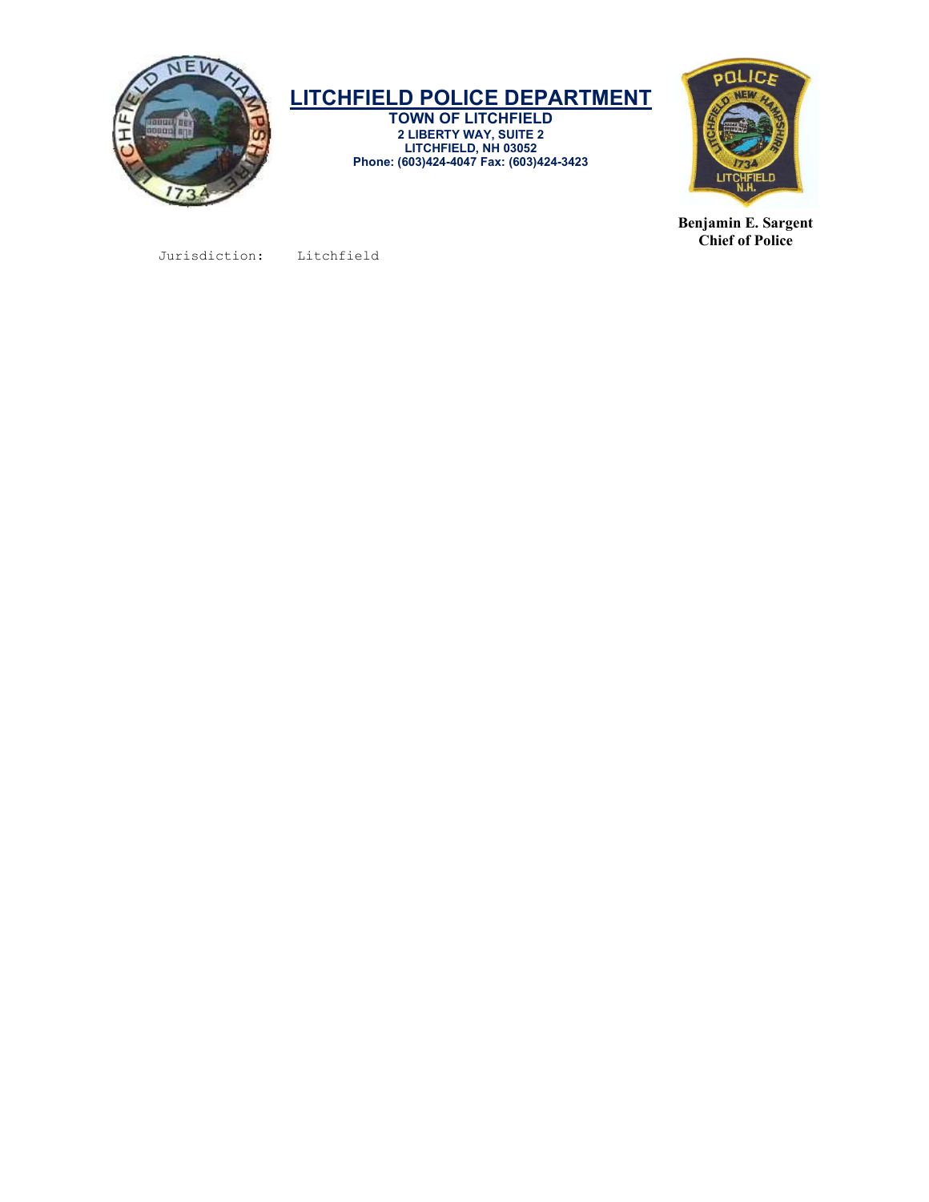# LITCHFIELD POLICE DEPARTMENT

**TOWN OF LITCHFIELD**
**2 LIBERTY WAY, SUITE 2**
**LITCHFIELD, NH 03052**
**Phone: (603)424-4047 Fax: (603)424-3423**

**Benjamin E. Sargent**
**Chief of Police**

Jurisdiction: Litchfield